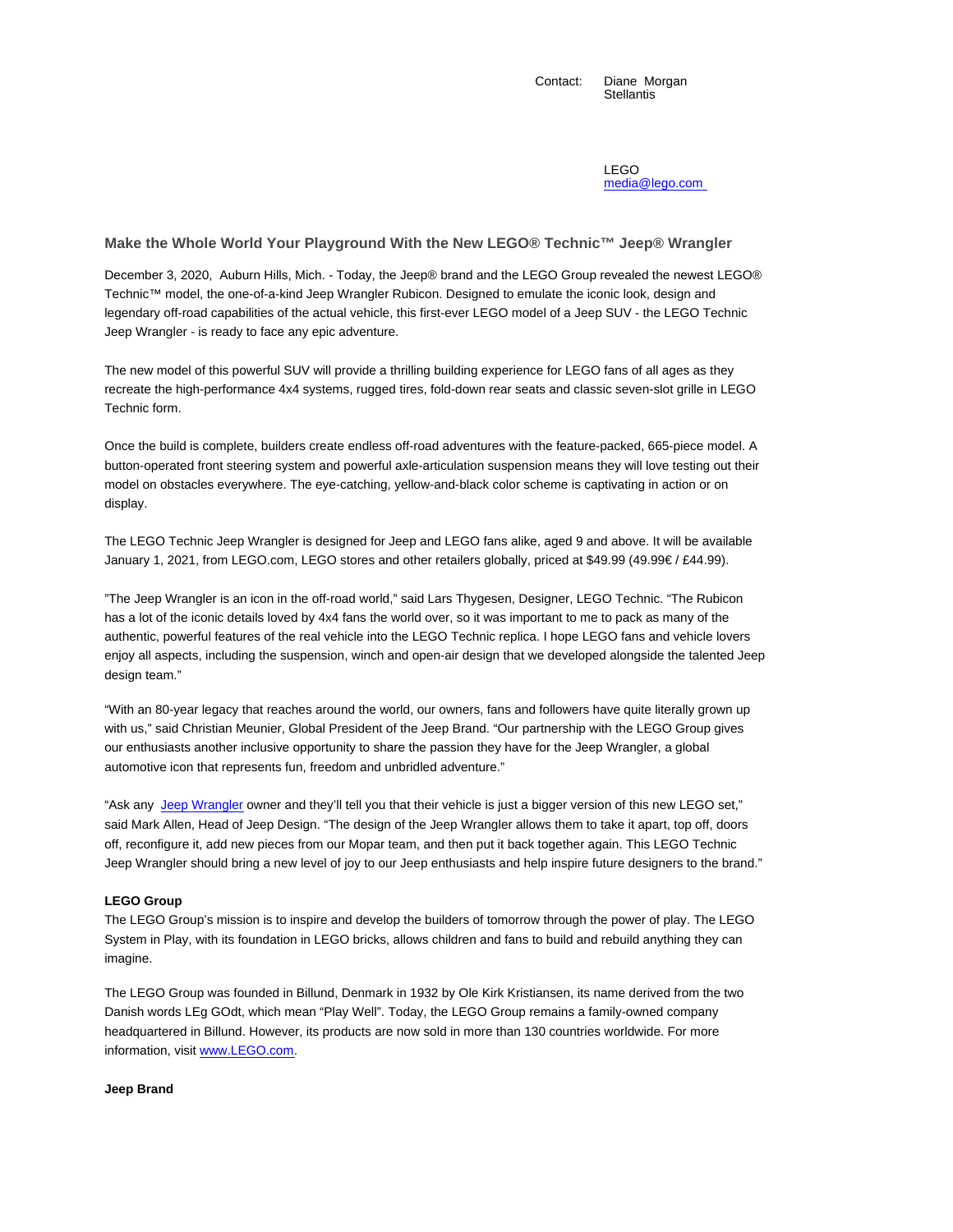Contact: Diane Morgan
Stellantis

LEGO
media@lego.com

## Make the Whole World Your Playground With the New LEGO® Technic™ Jeep® Wrangler

December 3, 2020, Auburn Hills, Mich. - Today, the Jeep® brand and the LEGO Group revealed the newest LEGO® Technic™ model, the one-of-a-kind Jeep Wrangler Rubicon. Designed to emulate the iconic look, design and legendary off-road capabilities of the actual vehicle, this first-ever LEGO model of a Jeep SUV - the LEGO Technic Jeep Wrangler - is ready to face any epic adventure.

The new model of this powerful SUV will provide a thrilling building experience for LEGO fans of all ages as they recreate the high-performance 4x4 systems, rugged tires, fold-down rear seats and classic seven-slot grille in LEGO Technic form.

Once the build is complete, builders create endless off-road adventures with the feature-packed, 665-piece model. A button-operated front steering system and powerful axle-articulation suspension means they will love testing out their model on obstacles everywhere. The eye-catching, yellow-and-black color scheme is captivating in action or on display.

The LEGO Technic Jeep Wrangler is designed for Jeep and LEGO fans alike, aged 9 and above. It will be available January 1, 2021, from LEGO.com, LEGO stores and other retailers globally, priced at $49.99 (49.99€ / £44.99).

"The Jeep Wrangler is an icon in the off-road world," said Lars Thygesen, Designer, LEGO Technic. "The Rubicon has a lot of the iconic details loved by 4x4 fans the world over, so it was important to me to pack as many of the authentic, powerful features of the real vehicle into the LEGO Technic replica. I hope LEGO fans and vehicle lovers enjoy all aspects, including the suspension, winch and open-air design that we developed alongside the talented Jeep design team."

"With an 80-year legacy that reaches around the world, our owners, fans and followers have quite literally grown up with us," said Christian Meunier, Global President of the Jeep Brand. "Our partnership with the LEGO Group gives our enthusiasts another inclusive opportunity to share the passion they have for the Jeep Wrangler, a global automotive icon that represents fun, freedom and unbridled adventure."

"Ask any Jeep Wrangler owner and they'll tell you that their vehicle is just a bigger version of this new LEGO set," said Mark Allen, Head of Jeep Design. "The design of the Jeep Wrangler allows them to take it apart, top off, doors off, reconfigure it, add new pieces from our Mopar team, and then put it back together again. This LEGO Technic Jeep Wrangler should bring a new level of joy to our Jeep enthusiasts and help inspire future designers to the brand."

**LEGO Group**

The LEGO Group's mission is to inspire and develop the builders of tomorrow through the power of play. The LEGO System in Play, with its foundation in LEGO bricks, allows children and fans to build and rebuild anything they can imagine.

The LEGO Group was founded in Billund, Denmark in 1932 by Ole Kirk Kristiansen, its name derived from the two Danish words LEg GOdt, which mean "Play Well". Today, the LEGO Group remains a family-owned company headquartered in Billund. However, its products are now sold in more than 130 countries worldwide. For more information, visit www.LEGO.com.

**Jeep Brand**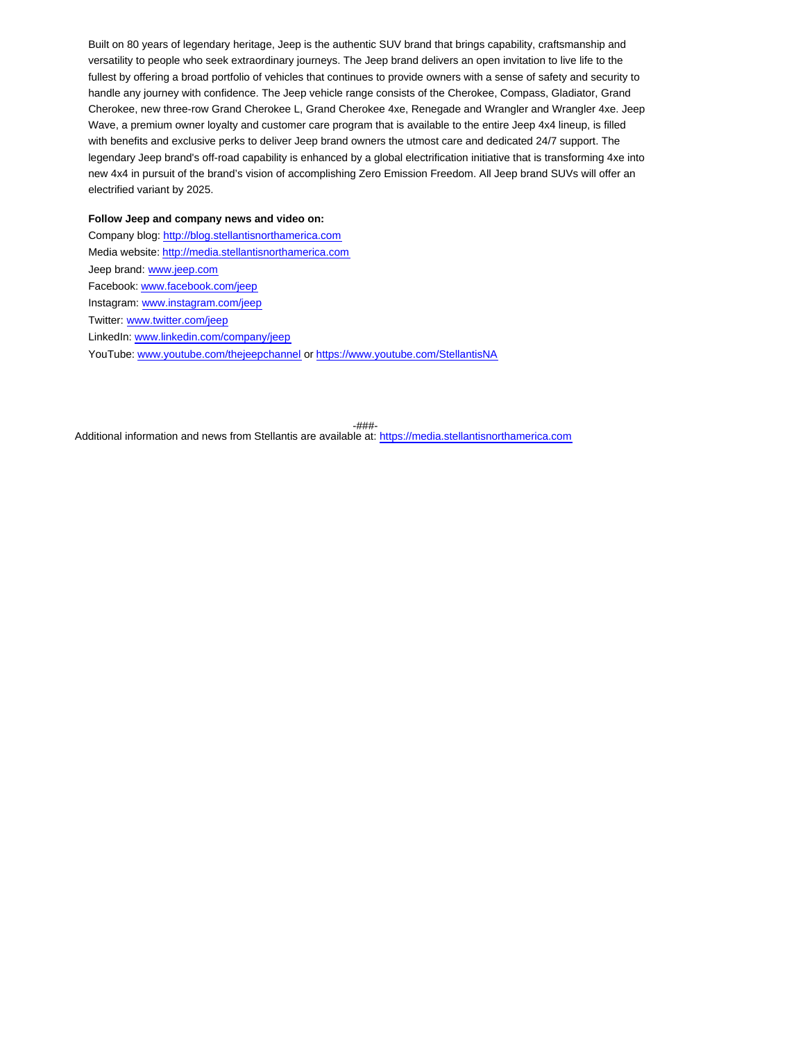Built on 80 years of legendary heritage, Jeep is the authentic SUV brand that brings capability, craftsmanship and versatility to people who seek extraordinary journeys. The Jeep brand delivers an open invitation to live life to the fullest by offering a broad portfolio of vehicles that continues to provide owners with a sense of safety and security to handle any journey with confidence. The Jeep vehicle range consists of the Cherokee, Compass, Gladiator, Grand Cherokee, new three-row Grand Cherokee L, Grand Cherokee 4xe, Renegade and Wrangler and Wrangler 4xe. Jeep Wave, a premium owner loyalty and customer care program that is available to the entire Jeep 4x4 lineup, is filled with benefits and exclusive perks to deliver Jeep brand owners the utmost care and dedicated 24/7 support. The legendary Jeep brand's off-road capability is enhanced by a global electrification initiative that is transforming 4xe into new 4x4 in pursuit of the brand's vision of accomplishing Zero Emission Freedom. All Jeep brand SUVs will offer an electrified variant by 2025.

**Follow Jeep and company news and video on:**

Company blog: http://blog.stellantisnorthamerica.com
Media website: http://media.stellantisnorthamerica.com
Jeep brand: www.jeep.com
Facebook: www.facebook.com/jeep
Instagram: www.instagram.com/jeep
Twitter: www.twitter.com/jeep
LinkedIn: www.linkedin.com/company/jeep
YouTube: www.youtube.com/thejeepchannel or https://www.youtube.com/StellantisNA

-###-

Additional information and news from Stellantis are available at: https://media.stellantisnorthamerica.com